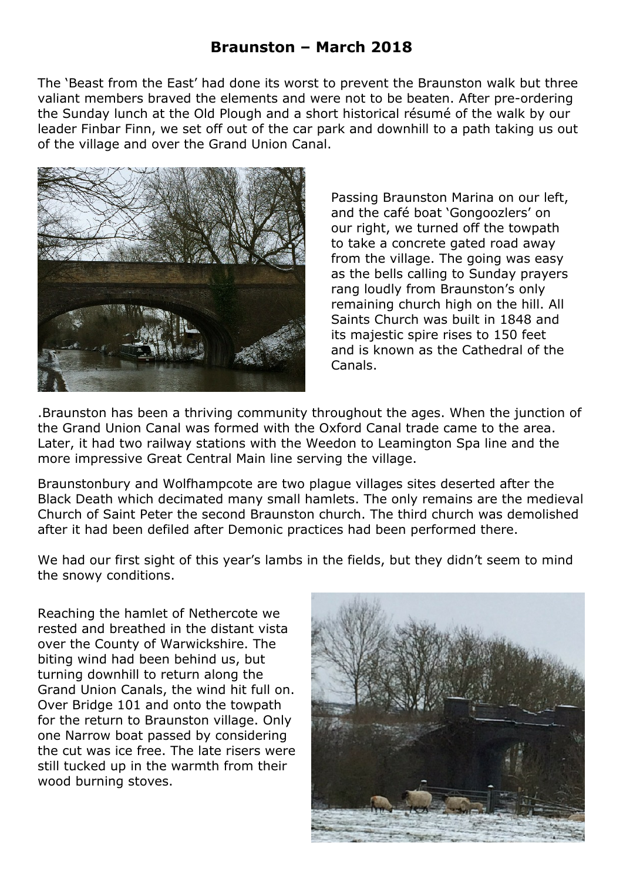# Braunston – March 2018

The 'Beast from the East' had done its worst to prevent the Braunston walk but three valiant members braved the elements and were not to be beaten. After pre-ordering the Sunday lunch at the Old Plough and a short historical résumé of the walk by our leader Finbar Finn, we set off out of the car park and downhill to a path taking us out of the village and over the Grand Union Canal.

Passing Braunston Marina on our left, and the café boat 'Gongoozlers' on our right, we turned off the towpath to take a concrete gated road away from the village. The going was easy as the bells calling to Sunday prayers rang loudly from Braunston's only remaining church high on the hill. All Saints Church was built in 1848 and its majestic spire rises to 150 feet and is known as the Cathedral of the Canals.

.Braunston has been a thriving community throughout the ages. When the junction of the Grand Union Canal was formed with the Oxford Canal trade came to the area. Later, it had two railway stations with the Weedon to Leamington Spa line and the more impressive Great Central Main line serving the village.

Braunstonbury and Wolfhampcote are two plague villages sites deserted after the Black Death which decimated many small hamlets. The only remains are the medieval Church of Saint Peter the second Braunston church. The third church was demolished after it had been defiled after Demonic practices had been performed there.

We had our first sight of this year's lambs in the fields, but they didn't seem to mind the snowy conditions.

Reaching the hamlet of Nethercote we rested and breathed in the distant vista over the County of Warwickshire. The biting wind had been behind us, but turning downhill to return along the Grand Union Canals, the wind hit full on. Over Bridge 101 and onto the towpath for the return to Braunston village. Only one Narrow boat passed by considering the cut was ice free. The late risers were still tucked up in the warmth from their wood burning stoves.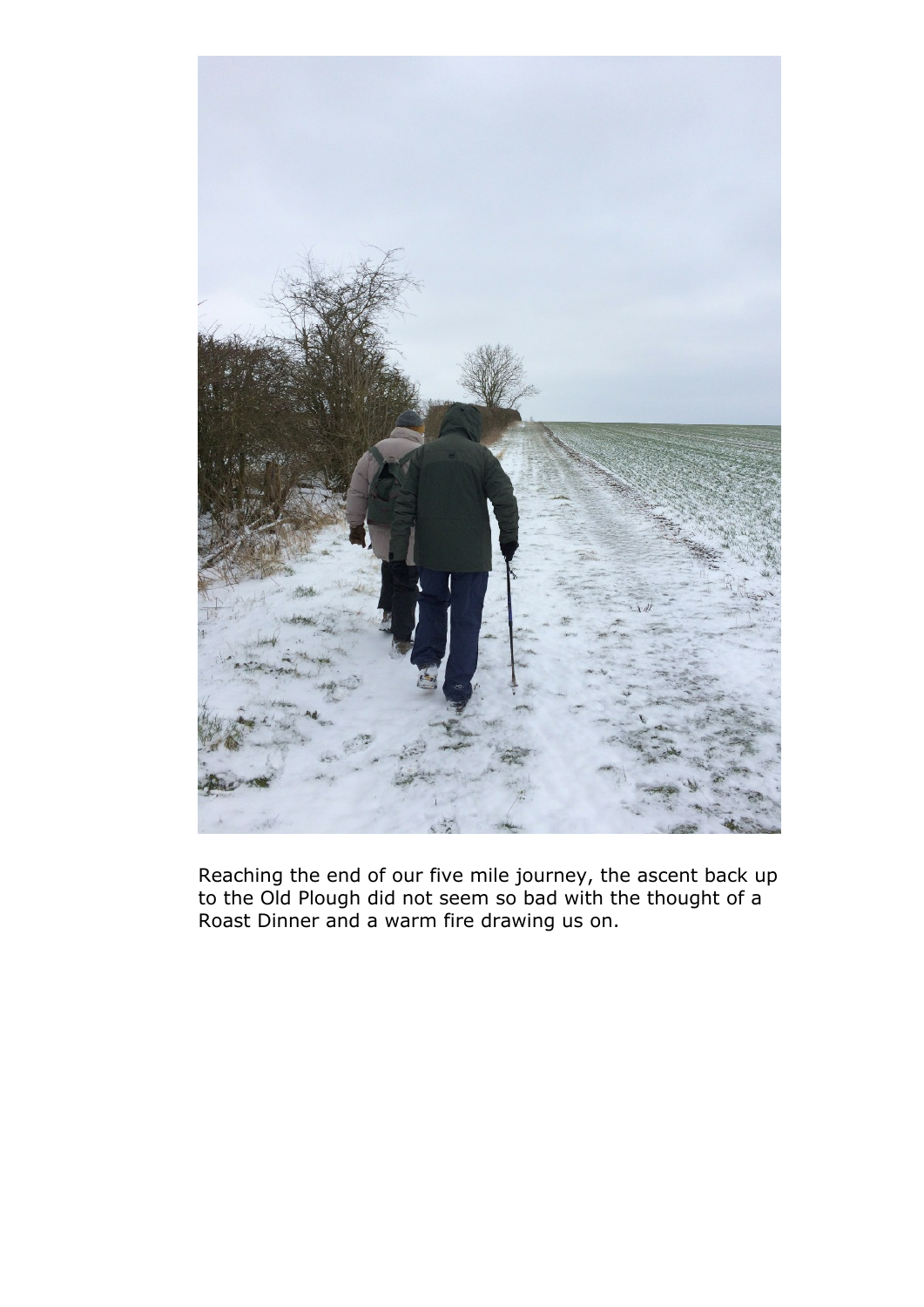Reaching the end of our five mile journey, the ascent back up to the Old Plough did not seem so bad with the thought of a Roast Dinner and a warm fire drawing us on.